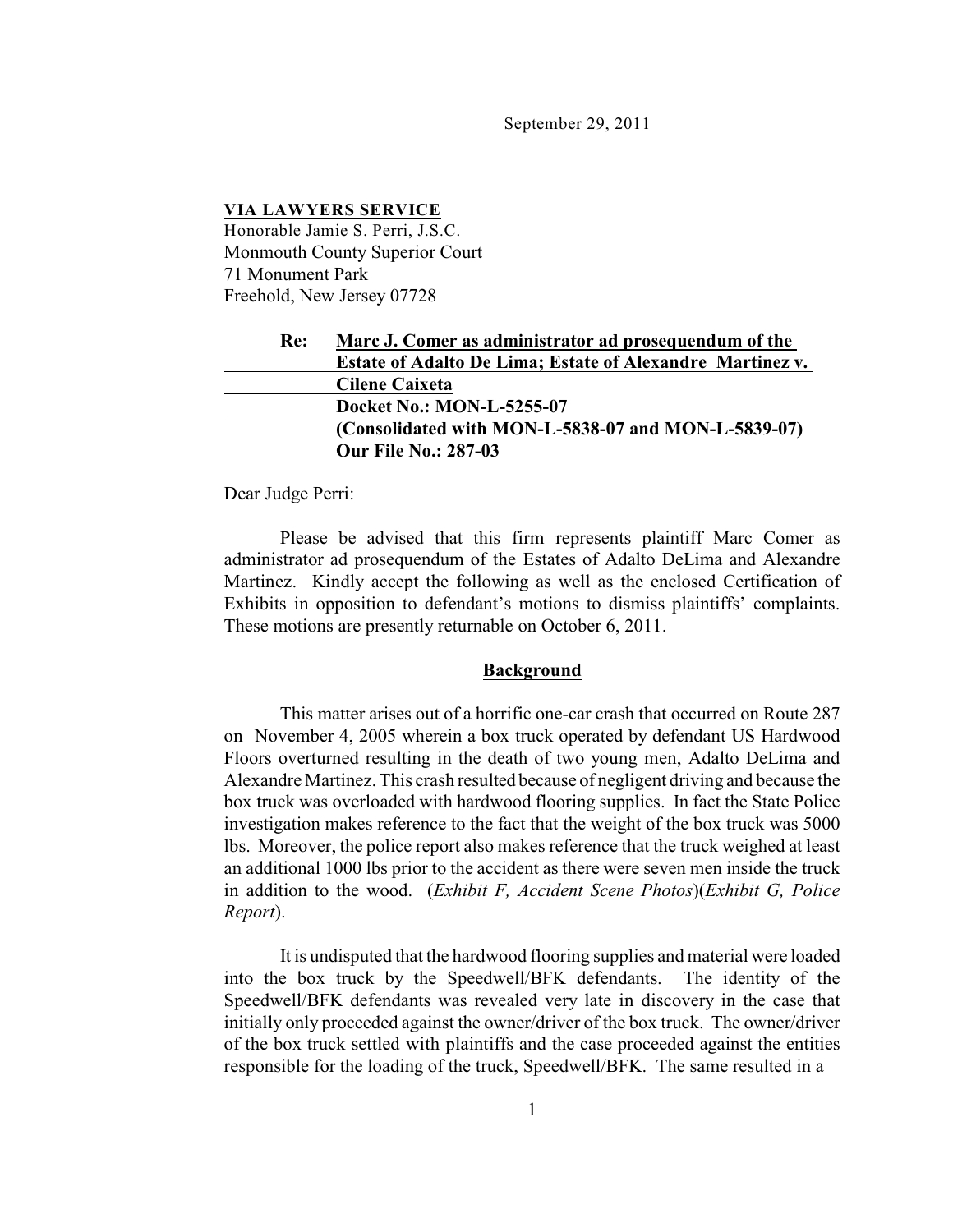September 29, 2011

**VIA LAWYERS SERVICE**
Honorable Jamie S. Perri, J.S.C.
Monmouth County Superior Court
71 Monument Park
Freehold, New Jersey 07728

**Re: Marc J. Comer as administrator ad prosequendum of the Estate of Adalto De Lima; Estate of Alexandre Martinez v. Cilene Caixeta**
**Docket No.: MON-L-5255-07**
**(Consolidated with MON-L-5838-07 and MON-L-5839-07)**
**Our File No.: 287-03**

Dear Judge Perri:

Please be advised that this firm represents plaintiff Marc Comer as administrator ad prosequendum of the Estates of Adalto DeLima and Alexandre Martinez. Kindly accept the following as well as the enclosed Certification of Exhibits in opposition to defendant's motions to dismiss plaintiffs' complaints. These motions are presently returnable on October 6, 2011.

## Background

This matter arises out of a horrific one-car crash that occurred on Route 287 on November 4, 2005 wherein a box truck operated by defendant US Hardwood Floors overturned resulting in the death of two young men, Adalto DeLima and Alexandre Martinez. This crash resulted because of negligent driving and because the box truck was overloaded with hardwood flooring supplies. In fact the State Police investigation makes reference to the fact that the weight of the box truck was 5000 lbs. Moreover, the police report also makes reference that the truck weighed at least an additional 1000 lbs prior to the accident as there were seven men inside the truck in addition to the wood. (*Exhibit F, Accident Scene Photos*)(*Exhibit G, Police Report*).

It is undisputed that the hardwood flooring supplies and material were loaded into the box truck by the Speedwell/BFK defendants. The identity of the Speedwell/BFK defendants was revealed very late in discovery in the case that initially only proceeded against the owner/driver of the box truck. The owner/driver of the box truck settled with plaintiffs and the case proceeded against the entities responsible for the loading of the truck, Speedwell/BFK. The same resulted in a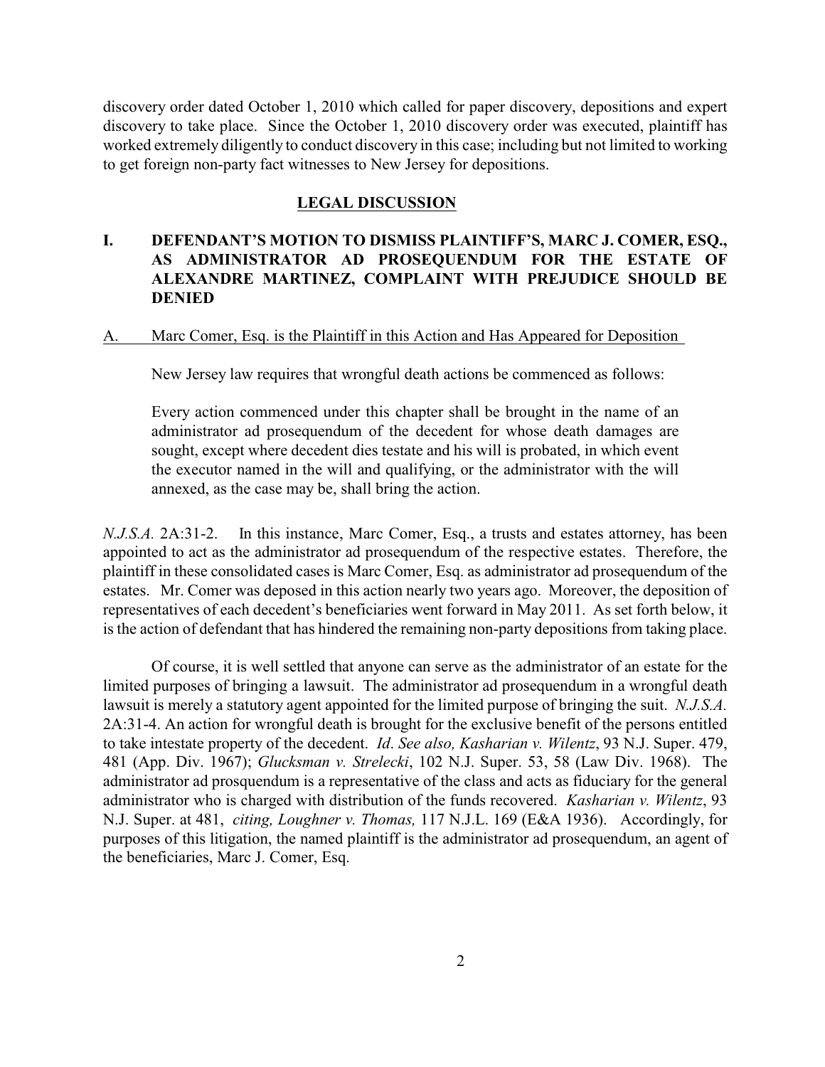discovery order dated October 1, 2010 which called for paper discovery, depositions and expert discovery to take place. Since the October 1, 2010 discovery order was executed, plaintiff has worked extremely diligently to conduct discovery in this case; including but not limited to working to get foreign non-party fact witnesses to New Jersey for depositions.

## LEGAL DISCUSSION

### I. DEFENDANT'S MOTION TO DISMISS PLAINTIFF'S, MARC J. COMER, ESQ., AS ADMINISTRATOR AD PROSEQUENDUM FOR THE ESTATE OF ALEXANDRE MARTINEZ, COMPLAINT WITH PREJUDICE SHOULD BE DENIED

A. Marc Comer, Esq. is the Plaintiff in this Action and Has Appeared for Deposition

New Jersey law requires that wrongful death actions be commenced as follows:

> Every action commenced under this chapter shall be brought in the name of an administrator ad prosequendum of the decedent for whose death damages are sought, except where decedent dies testate and his will is probated, in which event the executor named in the will and qualifying, or the administrator with the will annexed, as the case may be, shall bring the action.

*N.J.S.A.* 2A:31-2. In this instance, Marc Comer, Esq., a trusts and estates attorney, has been appointed to act as the administrator ad prosequendum of the respective estates. Therefore, the plaintiff in these consolidated cases is Marc Comer, Esq. as administrator ad prosequendum of the estates. Mr. Comer was deposed in this action nearly two years ago. Moreover, the deposition of representatives of each decedent's beneficiaries went forward in May 2011. As set forth below, it is the action of defendant that has hindered the remaining non-party depositions from taking place.

Of course, it is well settled that anyone can serve as the administrator of an estate for the limited purposes of bringing a lawsuit. The administrator ad prosequendum in a wrongful death lawsuit is merely a statutory agent appointed for the limited purpose of bringing the suit. *N.J.S.A.* 2A:31-4. An action for wrongful death is brought for the exclusive benefit of the persons entitled to take intestate property of the decedent. *Id*. *See also, Kasharian v. Wilentz*, 93 N.J. Super. 479, 481 (App. Div. 1967); *Glucksman v. Strelecki*, 102 N.J. Super. 53, 58 (Law Div. 1968). The administrator ad prosqundum is a representative of the class and acts as fiduciary for the general administrator who is charged with distribution of the funds recovered. *Kasharian v. Wilentz*, 93 N.J. Super. at 481, *citing, Loughner v. Thomas,* 117 N.J.L. 169 (E&A 1936). Accordingly, for purposes of this litigation, the named plaintiff is the administrator ad prosequendum, an agent of the beneficiaries, Marc J. Comer, Esq.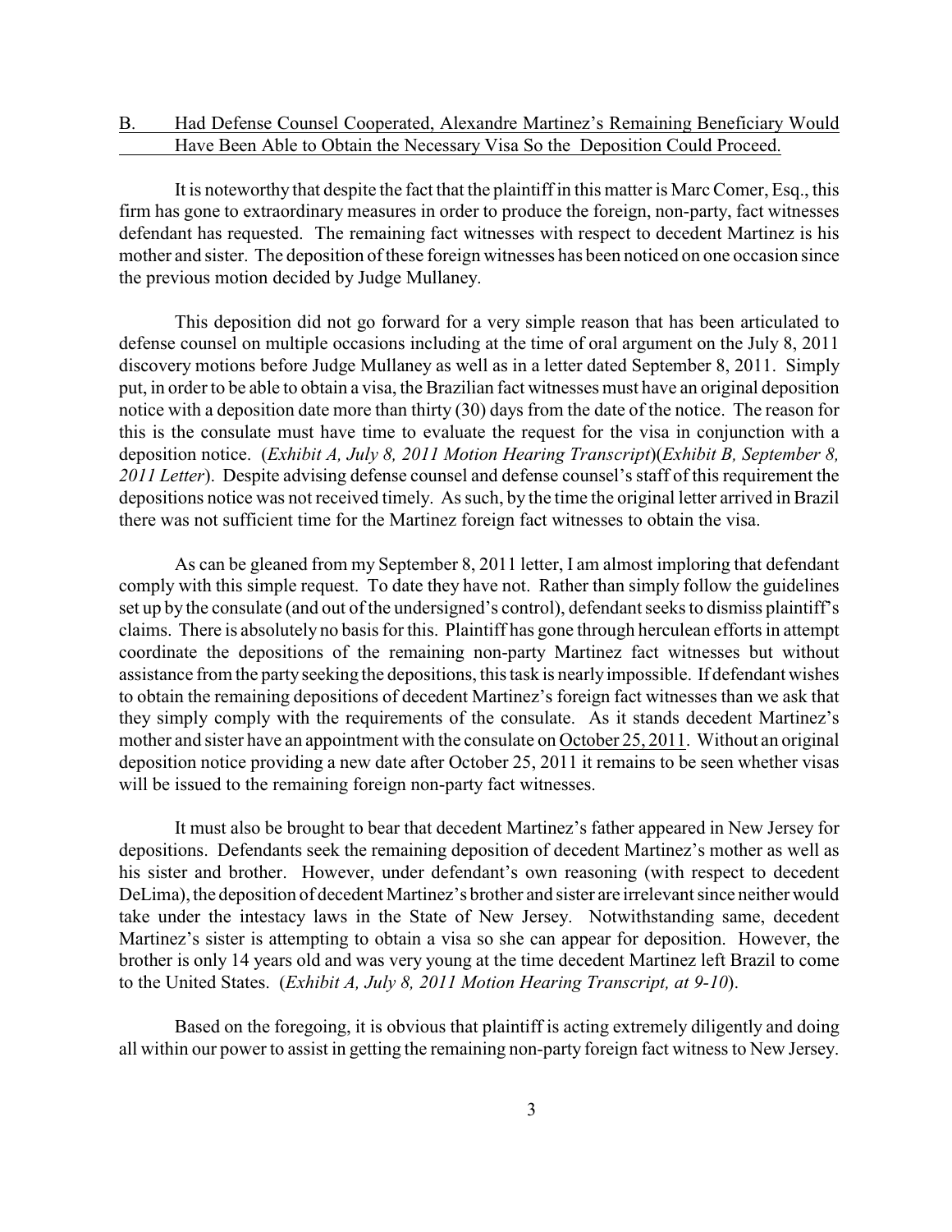B. <u>Had Defense Counsel Cooperated, Alexandre Martinez's Remaining Beneficiary Would Have Been Able to Obtain the Necessary Visa So the Deposition Could Proceed.</u>

It is noteworthy that despite the fact that the plaintiff in this matter is Marc Comer, Esq., this firm has gone to extraordinary measures in order to produce the foreign, non-party, fact witnesses defendant has requested. The remaining fact witnesses with respect to decedent Martinez is his mother and sister. The deposition of these foreign witnesses has been noticed on one occasion since the previous motion decided by Judge Mullaney.

This deposition did not go forward for a very simple reason that has been articulated to defense counsel on multiple occasions including at the time of oral argument on the July 8, 2011 discovery motions before Judge Mullaney as well as in a letter dated September 8, 2011. Simply put, in order to be able to obtain a visa, the Brazilian fact witnesses must have an original deposition notice with a deposition date more than thirty (30) days from the date of the notice. The reason for this is the consulate must have time to evaluate the request for the visa in conjunction with a deposition notice. (*Exhibit A, July 8, 2011 Motion Hearing Transcript*)(*Exhibit B, September 8, 2011 Letter*). Despite advising defense counsel and defense counsel's staff of this requirement the depositions notice was not received timely. As such, by the time the original letter arrived in Brazil there was not sufficient time for the Martinez foreign fact witnesses to obtain the visa.

As can be gleaned from my September 8, 2011 letter, I am almost imploring that defendant comply with this simple request. To date they have not. Rather than simply follow the guidelines set up by the consulate (and out of the undersigned's control), defendant seeks to dismiss plaintiff's claims. There is absolutely no basis for this. Plaintiff has gone through herculean efforts in attempt coordinate the depositions of the remaining non-party Martinez fact witnesses but without assistance from the party seeking the depositions, this task is nearly impossible. If defendant wishes to obtain the remaining depositions of decedent Martinez's foreign fact witnesses than we ask that they simply comply with the requirements of the consulate. As it stands decedent Martinez's mother and sister have an appointment with the consulate on <u>October 25, 2011</u>. Without an original deposition notice providing a new date after October 25, 2011 it remains to be seen whether visas will be issued to the remaining foreign non-party fact witnesses.

It must also be brought to bear that decedent Martinez's father appeared in New Jersey for depositions. Defendants seek the remaining deposition of decedent Martinez's mother as well as his sister and brother. However, under defendant's own reasoning (with respect to decedent DeLima), the deposition of decedent Martinez's brother and sister are irrelevant since neither would take under the intestacy laws in the State of New Jersey. Notwithstanding same, decedent Martinez's sister is attempting to obtain a visa so she can appear for deposition. However, the brother is only 14 years old and was very young at the time decedent Martinez left Brazil to come to the United States. (*Exhibit A, July 8, 2011 Motion Hearing Transcript, at 9-10*).

Based on the foregoing, it is obvious that plaintiff is acting extremely diligently and doing all within our power to assist in getting the remaining non-party foreign fact witness to New Jersey.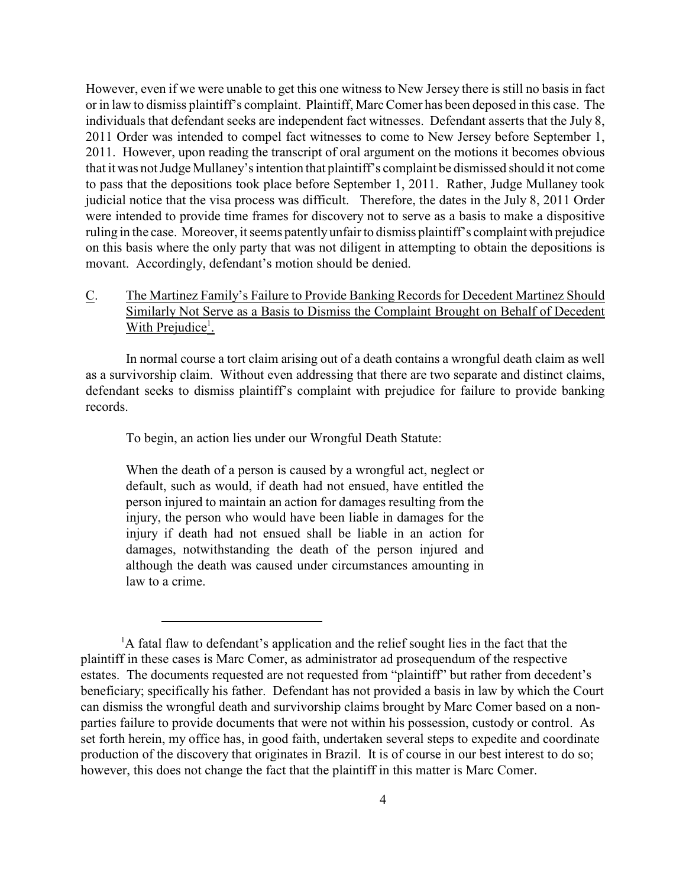However, even if we were unable to get this one witness to New Jersey there is still no basis in fact or in law to dismiss plaintiff's complaint. Plaintiff, Marc Comer has been deposed in this case. The individuals that defendant seeks are independent fact witnesses. Defendant asserts that the July 8, 2011 Order was intended to compel fact witnesses to come to New Jersey before September 1, 2011. However, upon reading the transcript of oral argument on the motions it becomes obvious that it was not Judge Mullaney's intention that plaintiff's complaint be dismissed should it not come to pass that the depositions took place before September 1, 2011. Rather, Judge Mullaney took judicial notice that the visa process was difficult. Therefore, the dates in the July 8, 2011 Order were intended to provide time frames for discovery not to serve as a basis to make a dispositive ruling in the case. Moreover, it seems patently unfair to dismiss plaintiff's complaint with prejudice on this basis where the only party that was not diligent in attempting to obtain the depositions is movant. Accordingly, defendant's motion should be denied.

C. <u>The Martinez Family's Failure to Provide Banking Records for Decedent Martinez Should Similarly Not Serve as a Basis to Dismiss the Complaint Brought on Behalf of Decedent With Prejudice[1].</u>

In normal course a tort claim arising out of a death contains a wrongful death claim as well as a survivorship claim. Without even addressing that there are two separate and distinct claims, defendant seeks to dismiss plaintiff's complaint with prejudice for failure to provide banking records.

To begin, an action lies under our Wrongful Death Statute:

> When the death of a person is caused by a wrongful act, neglect or default, such as would, if death had not ensued, have entitled the person injured to maintain an action for damages resulting from the injury, the person who would have been liable in damages for the injury if death had not ensued shall be liable in an action for damages, notwithstanding the death of the person injured and although the death was caused under circumstances amounting in law to a crime.

---

[1]A fatal flaw to defendant's application and the relief sought lies in the fact that the plaintiff in these cases is Marc Comer, as administrator ad prosequendum of the respective estates. The documents requested are not requested from "plaintiff" but rather from decedent's beneficiary; specifically his father. Defendant has not provided a basis in law by which the Court can dismiss the wrongful death and survivorship claims brought by Marc Comer based on a non-parties failure to provide documents that were not within his possession, custody or control. As set forth herein, my office has, in good faith, undertaken several steps to expedite and coordinate production of the discovery that originates in Brazil. It is of course in our best interest to do so; however, this does not change the fact that the plaintiff in this matter is Marc Comer.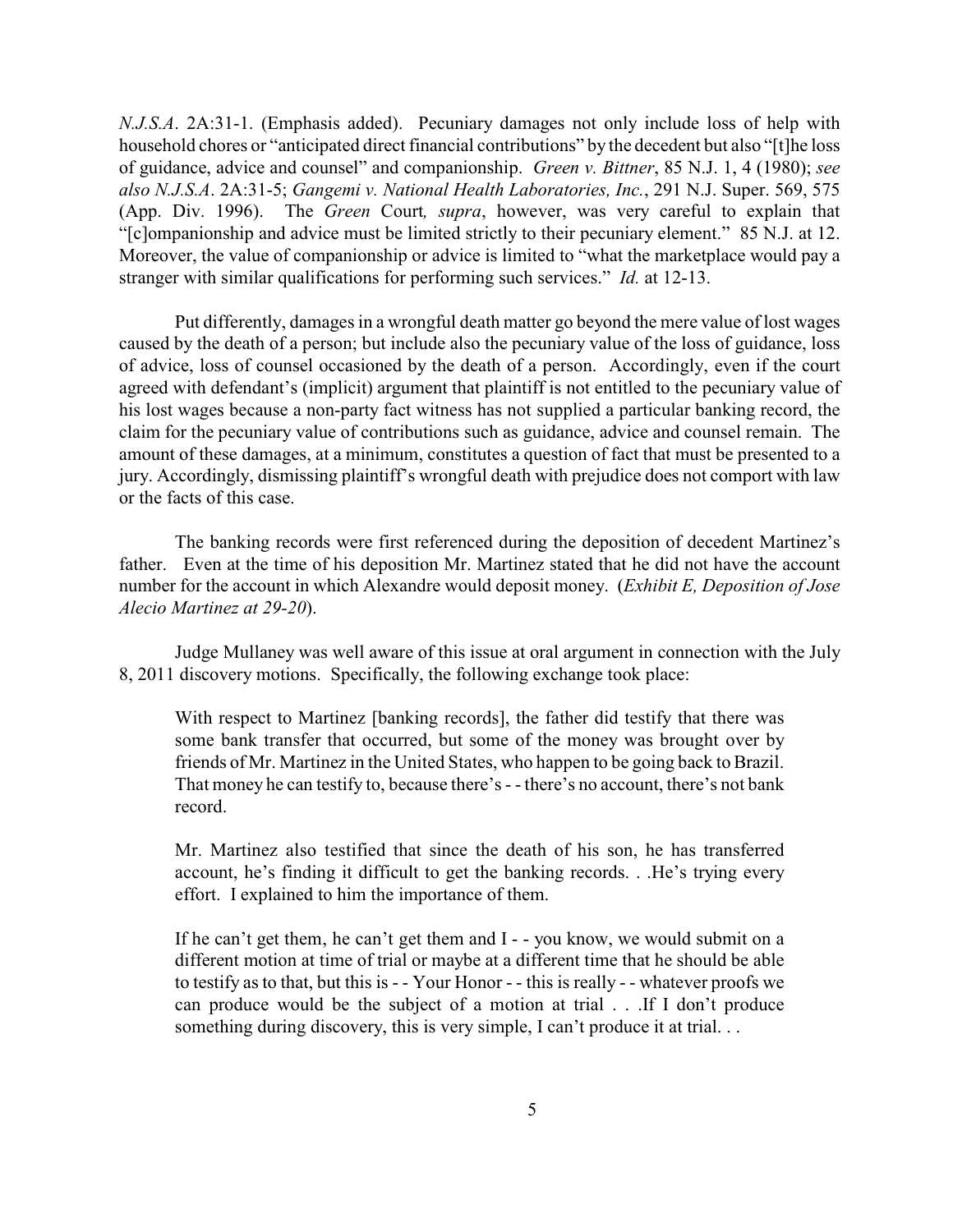*N.J.S.A*. 2A:31-1. (Emphasis added). Pecuniary damages not only include loss of help with household chores or "anticipated direct financial contributions" by the decedent but also "[t]he loss of guidance, advice and counsel" and companionship. *Green v. Bittner*, 85 N.J. 1, 4 (1980); *see also N.J.S.A*. 2A:31-5; *Gangemi v. National Health Laboratories, Inc.*, 291 N.J. Super. 569, 575 (App. Div. 1996). The *Green* Court*, supra*, however, was very careful to explain that "[c]ompanionship and advice must be limited strictly to their pecuniary element." 85 N.J. at 12. Moreover, the value of companionship or advice is limited to "what the marketplace would pay a stranger with similar qualifications for performing such services." *Id.* at 12-13.

Put differently, damages in a wrongful death matter go beyond the mere value of lost wages caused by the death of a person; but include also the pecuniary value of the loss of guidance, loss of advice, loss of counsel occasioned by the death of a person. Accordingly, even if the court agreed with defendant's (implicit) argument that plaintiff is not entitled to the pecuniary value of his lost wages because a non-party fact witness has not supplied a particular banking record, the claim for the pecuniary value of contributions such as guidance, advice and counsel remain. The amount of these damages, at a minimum, constitutes a question of fact that must be presented to a jury. Accordingly, dismissing plaintiff's wrongful death with prejudice does not comport with law or the facts of this case.

The banking records were first referenced during the deposition of decedent Martinez's father. Even at the time of his deposition Mr. Martinez stated that he did not have the account number for the account in which Alexandre would deposit money. (*Exhibit E, Deposition of Jose Alecio Martinez at 29-20*).

Judge Mullaney was well aware of this issue at oral argument in connection with the July 8, 2011 discovery motions. Specifically, the following exchange took place:

> With respect to Martinez [banking records], the father did testify that there was some bank transfer that occurred, but some of the money was brought over by friends of Mr. Martinez in the United States, who happen to be going back to Brazil. That money he can testify to, because there's - - there's no account, there's not bank record.
>
> Mr. Martinez also testified that since the death of his son, he has transferred account, he's finding it difficult to get the banking records. . .He's trying every effort. I explained to him the importance of them.
>
> If he can't get them, he can't get them and I - - you know, we would submit on a different motion at time of trial or maybe at a different time that he should be able to testify as to that, but this is - - Your Honor - - this is really - - whatever proofs we can produce would be the subject of a motion at trial . . .If I don't produce something during discovery, this is very simple, I can't produce it at trial. . .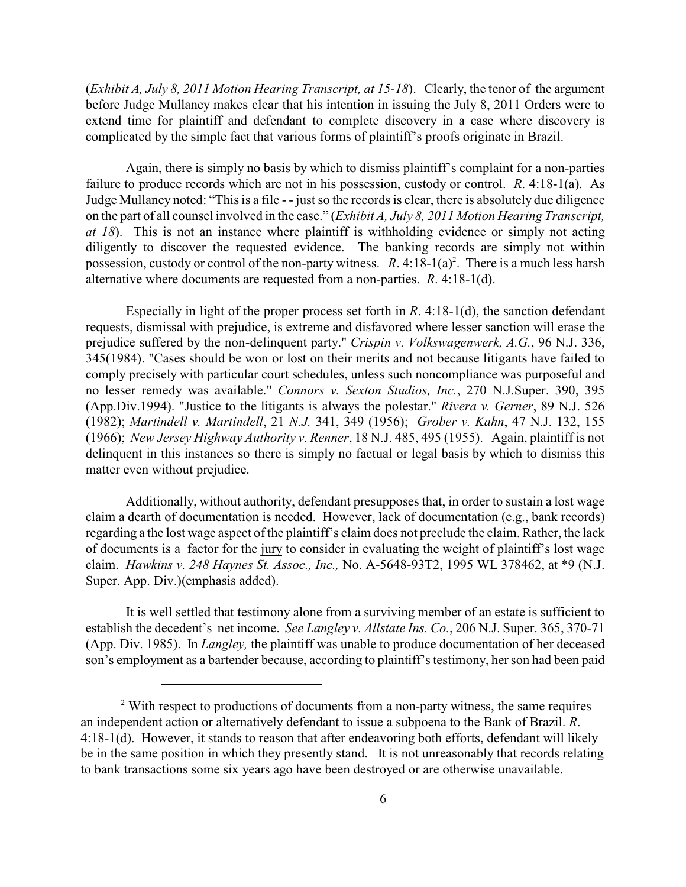(*Exhibit A, July 8, 2011 Motion Hearing Transcript, at 15-18*). Clearly, the tenor of the argument before Judge Mullaney makes clear that his intention in issuing the July 8, 2011 Orders were to extend time for plaintiff and defendant to complete discovery in a case where discovery is complicated by the simple fact that various forms of plaintiff's proofs originate in Brazil.

Again, there is simply no basis by which to dismiss plaintiff's complaint for a non-parties failure to produce records which are not in his possession, custody or control. *R*. 4:18-1(a). As Judge Mullaney noted: "This is a file - - just so the records is clear, there is absolutely due diligence on the part of all counsel involved in the case." (*Exhibit A, July 8, 2011 Motion Hearing Transcript, at 18*). This is not an instance where plaintiff is withholding evidence or simply not acting diligently to discover the requested evidence. The banking records are simply not within possession, custody or control of the non-party witness. *R*. 4:18-1(a)[2]. There is a much less harsh alternative where documents are requested from a non-parties. *R*. 4:18-1(d).

Especially in light of the proper process set forth in *R*. 4:18-1(d), the sanction defendant requests, dismissal with prejudice, is extreme and disfavored where lesser sanction will erase the prejudice suffered by the non-delinquent party." *Crispin v. Volkswagenwerk, A.G.*, 96 N.J. 336, 345(1984). "Cases should be won or lost on their merits and not because litigants have failed to comply precisely with particular court schedules, unless such noncompliance was purposeful and no lesser remedy was available." *Connors v. Sexton Studios, Inc.*, 270 N.J.Super. 390, 395 (App.Div.1994). "Justice to the litigants is always the polestar." *Rivera v. Gerner*, 89 N.J. 526 (1982); *Martindell v. Martindell*, 21 *N.J.* 341, 349 (1956); *Grober v. Kahn*, 47 N.J. 132, 155 (1966); *New Jersey Highway Authority v. Renner*, 18 N.J. 485, 495 (1955). Again, plaintiff is not delinquent in this instances so there is simply no factual or legal basis by which to dismiss this matter even without prejudice.

Additionally, without authority, defendant presupposes that, in order to sustain a lost wage claim a dearth of documentation is needed. However, lack of documentation (e.g., bank records) regarding a the lost wage aspect of the plaintiff's claim does not preclude the claim. Rather, the lack of documents is a factor for the jury to consider in evaluating the weight of plaintiff's lost wage claim. *Hawkins v. 248 Haynes St. Assoc., Inc.,* No. A-5648-93T2, 1995 WL 378462, at *9 (N.J. Super. App. Div.)(emphasis added).

It is well settled that testimony alone from a surviving member of an estate is sufficient to establish the decedent's net income. *See Langley v. Allstate Ins. Co.*, 206 N.J. Super. 365, 370-71 (App. Div. 1985). In *Langley,* the plaintiff was unable to produce documentation of her deceased son's employment as a bartender because, according to plaintiff's testimony, her son had been paid

---

[2] With respect to productions of documents from a non-party witness, the same requires an independent action or alternatively defendant to issue a subpoena to the Bank of Brazil. *R*. 4:18-1(d). However, it stands to reason that after endeavoring both efforts, defendant will likely be in the same position in which they presently stand. It is not unreasonably that records relating to bank transactions some six years ago have been destroyed or are otherwise unavailable.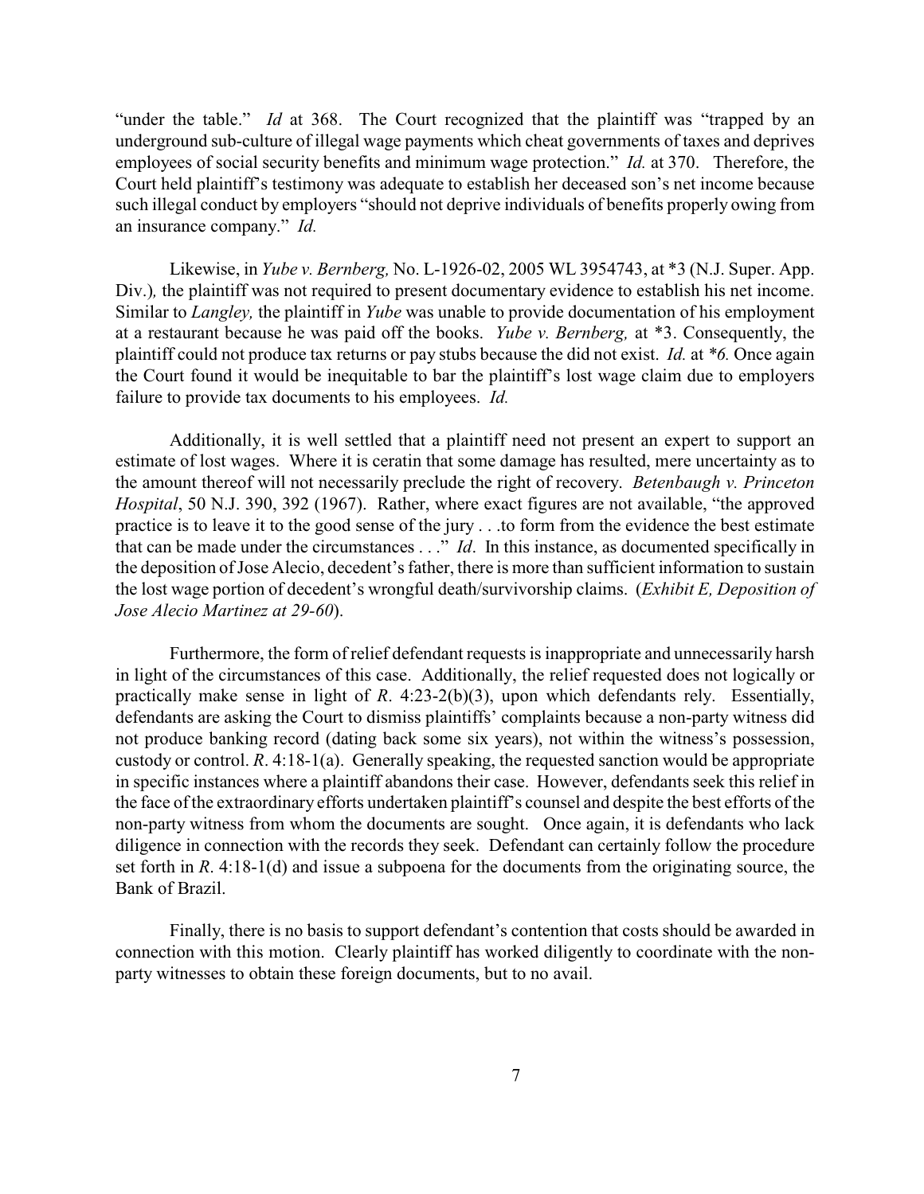"under the table." *Id* at 368. The Court recognized that the plaintiff was "trapped by an underground sub-culture of illegal wage payments which cheat governments of taxes and deprives employees of social security benefits and minimum wage protection." *Id.* at 370. Therefore, the Court held plaintiff's testimony was adequate to establish her deceased son's net income because such illegal conduct by employers "should not deprive individuals of benefits properly owing from an insurance company." *Id.*

Likewise, in *Yube v. Bernberg,* No. L-1926-02, 2005 WL 3954743, at *3 (N.J. Super. App. Div.)*,* the plaintiff was not required to present documentary evidence to establish his net income. Similar to *Langley,* the plaintiff in *Yube* was unable to provide documentation of his employment at a restaurant because he was paid off the books. *Yube v. Bernberg,* at *3. Consequently, the plaintiff could not produce tax returns or pay stubs because the did not exist. *Id.* at **6.* Once again the Court found it would be inequitable to bar the plaintiff's lost wage claim due to employers failure to provide tax documents to his employees. *Id.*

Additionally, it is well settled that a plaintiff need not present an expert to support an estimate of lost wages. Where it is ceratin that some damage has resulted, mere uncertainty as to the amount thereof will not necessarily preclude the right of recovery. *Betenbaugh v. Princeton Hospital*, 50 N.J. 390, 392 (1967). Rather, where exact figures are not available, "the approved practice is to leave it to the good sense of the jury . . .to form from the evidence the best estimate that can be made under the circumstances . . ." *Id*. In this instance, as documented specifically in the deposition of Jose Alecio, decedent's father, there is more than sufficient information to sustain the lost wage portion of decedent's wrongful death/survivorship claims. (*Exhibit E, Deposition of Jose Alecio Martinez at 29-60*).

Furthermore, the form of relief defendant requests is inappropriate and unnecessarily harsh in light of the circumstances of this case. Additionally, the relief requested does not logically or practically make sense in light of *R*. 4:23-2(b)(3), upon which defendants rely. Essentially, defendants are asking the Court to dismiss plaintiffs' complaints because a non-party witness did not produce banking record (dating back some six years), not within the witness's possession, custody or control. *R*. 4:18-1(a). Generally speaking, the requested sanction would be appropriate in specific instances where a plaintiff abandons their case. However, defendants seek this relief in the face of the extraordinary efforts undertaken plaintiff's counsel and despite the best efforts of the non-party witness from whom the documents are sought. Once again, it is defendants who lack diligence in connection with the records they seek. Defendant can certainly follow the procedure set forth in *R*. 4:18-1(d) and issue a subpoena for the documents from the originating source, the Bank of Brazil.

Finally, there is no basis to support defendant's contention that costs should be awarded in connection with this motion. Clearly plaintiff has worked diligently to coordinate with the non-party witnesses to obtain these foreign documents, but to no avail.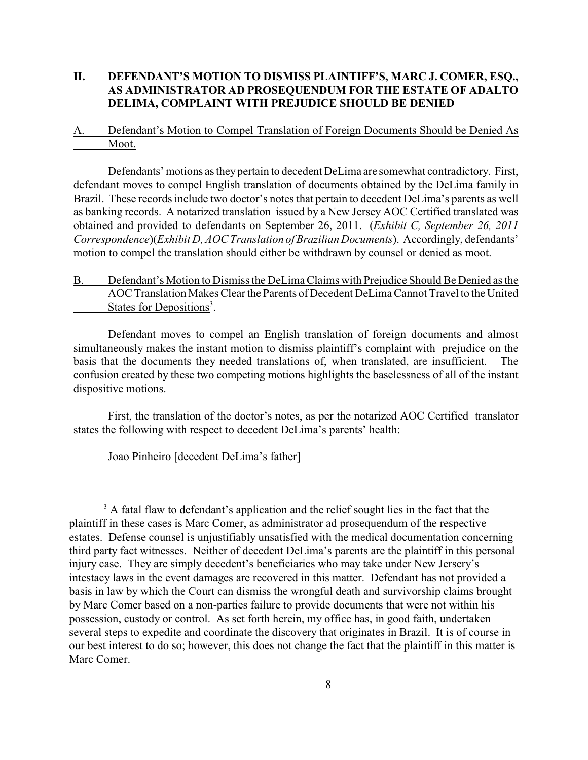## II. DEFENDANT'S MOTION TO DISMISS PLAINTIFF'S, MARC J. COMER, ESQ., AS ADMINISTRATOR AD PROSEQUENDUM FOR THE ESTATE OF ADALTO DELIMA, COMPLAINT WITH PREJUDICE SHOULD BE DENIED

### A. Defendant's Motion to Compel Translation of Foreign Documents Should be Denied As Moot.

Defendants' motions as they pertain to decedent DeLima are somewhat contradictory. First, defendant moves to compel English translation of documents obtained by the DeLima family in Brazil. These records include two doctor's notes that pertain to decedent DeLima's parents as well as banking records. A notarized translation issued by a New Jersey AOC Certified translated was obtained and provided to defendants on September 26, 2011. (*Exhibit C, September 26, 2011 Correspondence*)(*Exhibit D, AOC Translation of Brazilian Documents*). Accordingly, defendants' motion to compel the translation should either be withdrawn by counsel or denied as moot.

### B. Defendant's Motion to Dismiss the DeLima Claims with Prejudice Should Be Denied as the AOC Translation Makes Clear the Parents of Decedent DeLima Cannot Travel to the United States for Depositions[3].

Defendant moves to compel an English translation of foreign documents and almost simultaneously makes the instant motion to dismiss plaintiff's complaint with prejudice on the basis that the documents they needed translations of, when translated, are insufficient. The confusion created by these two competing motions highlights the baselessness of all of the instant dispositive motions.

First, the translation of the doctor's notes, as per the notarized AOC Certified translator states the following with respect to decedent DeLima's parents' health:

Joao Pinheiro [decedent DeLima's father]

---

[3] A fatal flaw to defendant's application and the relief sought lies in the fact that the plaintiff in these cases is Marc Comer, as administrator ad prosequendum of the respective estates. Defense counsel is unjustifiably unsatisfied with the medical documentation concerning third party fact witnesses. Neither of decedent DeLima's parents are the plaintiff in this personal injury case. They are simply decedent's beneficiaries who may take under New Jersery's intestacy laws in the event damages are recovered in this matter. Defendant has not provided a basis in law by which the Court can dismiss the wrongful death and survivorship claims brought by Marc Comer based on a non-parties failure to provide documents that were not within his possession, custody or control. As set forth herein, my office has, in good faith, undertaken several steps to expedite and coordinate the discovery that originates in Brazil. It is of course in our best interest to do so; however, this does not change the fact that the plaintiff in this matter is Marc Comer.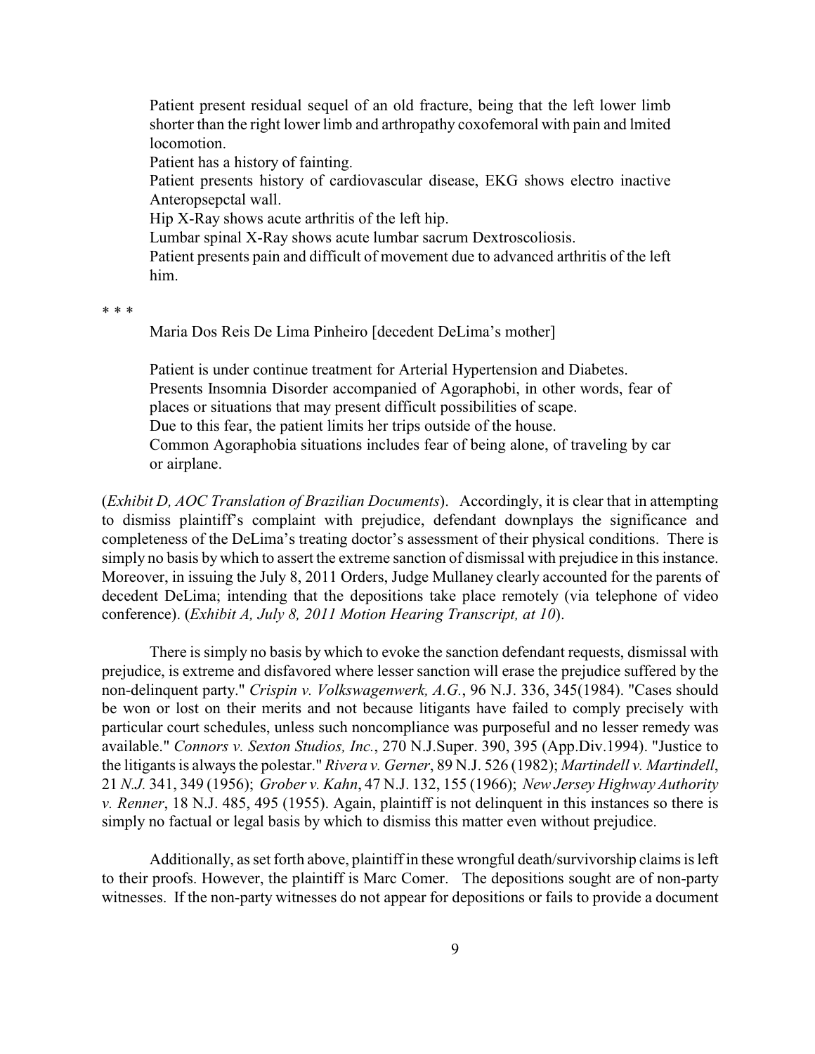> Patient present residual sequel of an old fracture, being that the left lower limb shorter than the right lower limb and arthropathy coxofemoral with pain and lmited locomotion.
>
> Patient has a history of fainting.
>
> Patient presents history of cardiovascular disease, EKG shows electro inactive Anteropsepctal wall.
>
> Hip X-Ray shows acute arthritis of the left hip.
>
> Lumbar spinal X-Ray shows acute lumbar sacrum Dextroscoliosis.
>
> Patient presents pain and difficult of movement due to advanced arthritis of the left him.

* * *

> Maria Dos Reis De Lima Pinheiro [decedent DeLima's mother]
>
> Patient is under continue treatment for Arterial Hypertension and Diabetes.
>
> Presents Insomnia Disorder accompanied of Agoraphobi, in other words, fear of places or situations that may present difficult possibilities of scape.
>
> Due to this fear, the patient limits her trips outside of the house.
>
> Common Agoraphobia situations includes fear of being alone, of traveling by car or airplane.

(*Exhibit D, AOC Translation of Brazilian Documents*). Accordingly, it is clear that in attempting to dismiss plaintiff's complaint with prejudice, defendant downplays the significance and completeness of the DeLima's treating doctor's assessment of their physical conditions. There is simply no basis by which to assert the extreme sanction of dismissal with prejudice in this instance. Moreover, in issuing the July 8, 2011 Orders, Judge Mullaney clearly accounted for the parents of decedent DeLima; intending that the depositions take place remotely (via telephone of video conference). (*Exhibit A, July 8, 2011 Motion Hearing Transcript, at 10*).

There is simply no basis by which to evoke the sanction defendant requests, dismissal with prejudice, is extreme and disfavored where lesser sanction will erase the prejudice suffered by the non-delinquent party." *Crispin v. Volkswagenwerk, A.G.*, 96 N.J. 336, 345(1984). "Cases should be won or lost on their merits and not because litigants have failed to comply precisely with particular court schedules, unless such noncompliance was purposeful and no lesser remedy was available." *Connors v. Sexton Studios, Inc.*, 270 N.J.Super. 390, 395 (App.Div.1994). "Justice to the litigants is always the polestar." *Rivera v. Gerner*, 89 N.J. 526 (1982); *Martindell v. Martindell*, 21 *N.J.* 341, 349 (1956); *Grober v. Kahn*, 47 N.J. 132, 155 (1966); *New Jersey Highway Authority v. Renner*, 18 N.J. 485, 495 (1955). Again, plaintiff is not delinquent in this instances so there is simply no factual or legal basis by which to dismiss this matter even without prejudice.

Additionally, as set forth above, plaintiff in these wrongful death/survivorship claims is left to their proofs. However, the plaintiff is Marc Comer. The depositions sought are of non-party witnesses. If the non-party witnesses do not appear for depositions or fails to provide a document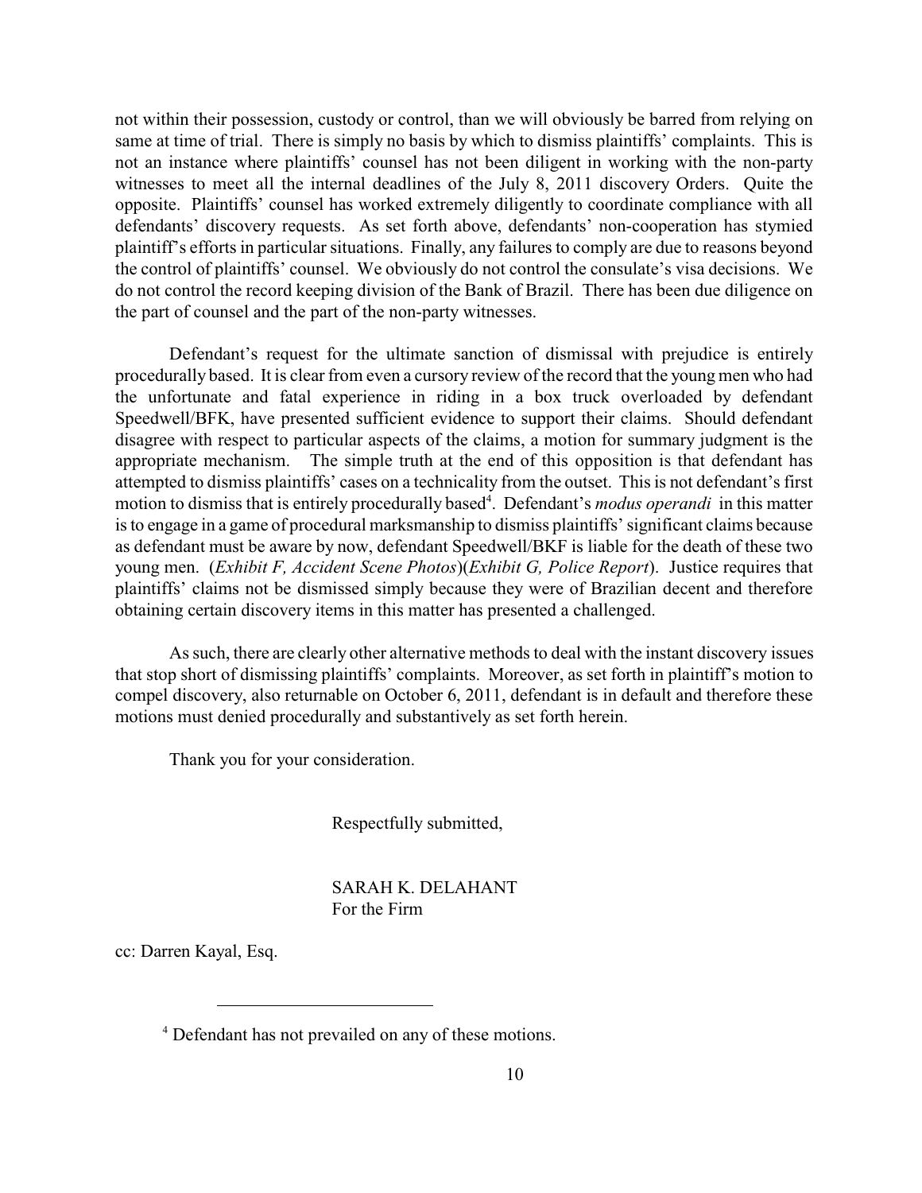not within their possession, custody or control, than we will obviously be barred from relying on same at time of trial. There is simply no basis by which to dismiss plaintiffs' complaints. This is not an instance where plaintiffs' counsel has not been diligent in working with the non-party witnesses to meet all the internal deadlines of the July 8, 2011 discovery Orders. Quite the opposite. Plaintiffs' counsel has worked extremely diligently to coordinate compliance with all defendants' discovery requests. As set forth above, defendants' non-cooperation has stymied plaintiff's efforts in particular situations. Finally, any failures to comply are due to reasons beyond the control of plaintiffs' counsel. We obviously do not control the consulate's visa decisions. We do not control the record keeping division of the Bank of Brazil. There has been due diligence on the part of counsel and the part of the non-party witnesses.

Defendant's request for the ultimate sanction of dismissal with prejudice is entirely procedurally based. It is clear from even a cursory review of the record that the young men who had the unfortunate and fatal experience in riding in a box truck overloaded by defendant Speedwell/BFK, have presented sufficient evidence to support their claims. Should defendant disagree with respect to particular aspects of the claims, a motion for summary judgment is the appropriate mechanism. The simple truth at the end of this opposition is that defendant has attempted to dismiss plaintiffs' cases on a technicality from the outset. This is not defendant's first motion to dismiss that is entirely procedurally based[4]. Defendant's *modus operandi* in this matter is to engage in a game of procedural marksmanship to dismiss plaintiffs' significant claims because as defendant must be aware by now, defendant Speedwell/BKF is liable for the death of these two young men. (*Exhibit F, Accident Scene Photos*)(*Exhibit G, Police Report*). Justice requires that plaintiffs' claims not be dismissed simply because they were of Brazilian decent and therefore obtaining certain discovery items in this matter has presented a challenged.

As such, there are clearly other alternative methods to deal with the instant discovery issues that stop short of dismissing plaintiffs' complaints. Moreover, as set forth in plaintiff's motion to compel discovery, also returnable on October 6, 2011, defendant is in default and therefore these motions must denied procedurally and substantively as set forth herein.

Thank you for your consideration.

Respectfully submitted,

SARAH K. DELAHANT
For the Firm

cc: Darren Kayal, Esq.

---

[4] Defendant has not prevailed on any of these motions.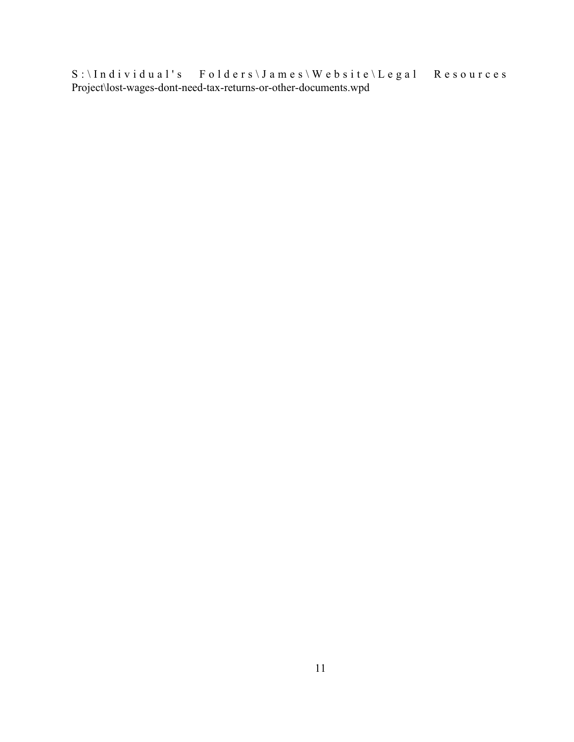S:\Individual's Folders\James\Website\Legal Resources Project\lost-wages-dont-need-tax-returns-or-other-documents.wpd